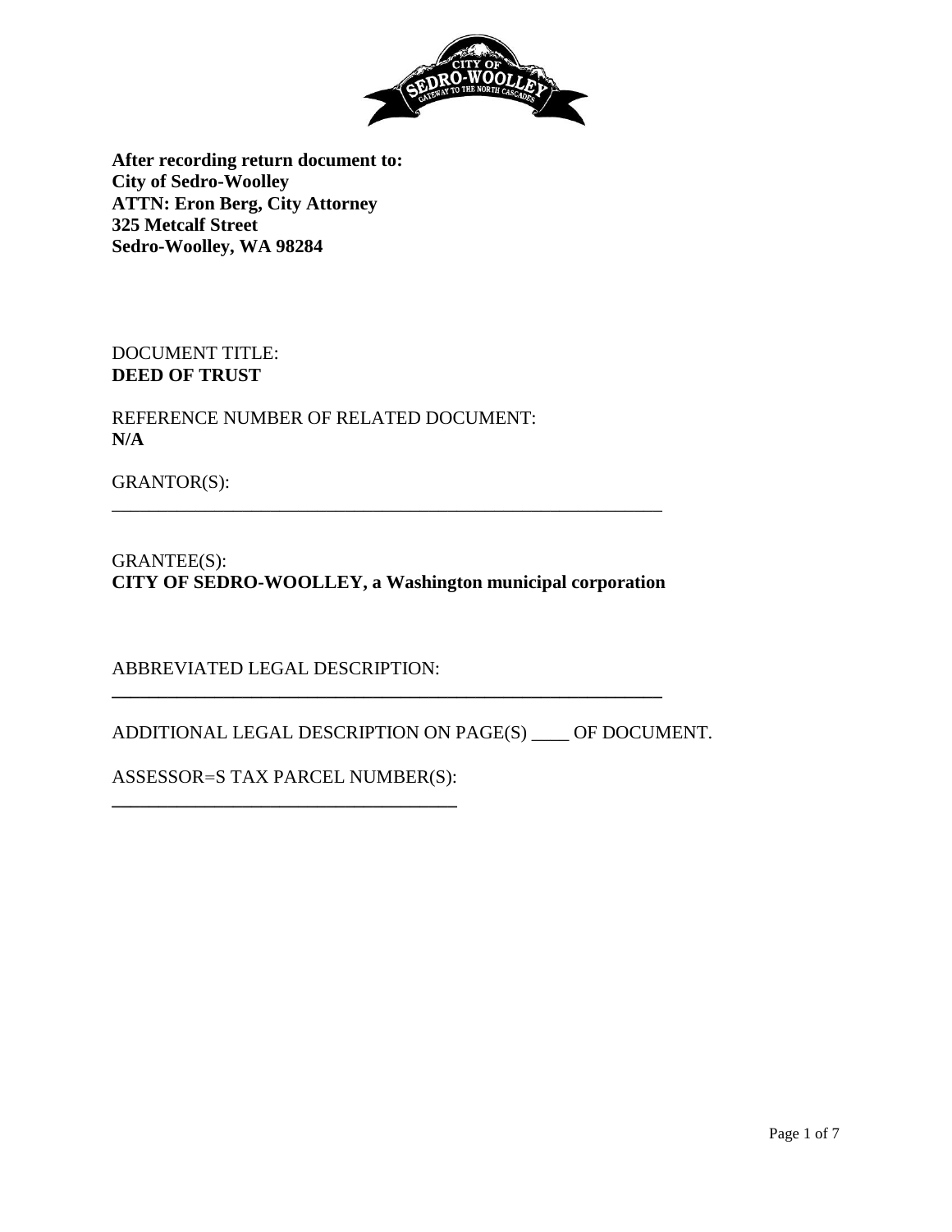**After recording return document to:**
**City of Sedro-Woolley**
**ATTN: Eron Berg, City Attorney**
**325 Metcalf Street**
**Sedro-Woolley, WA 98284**

DOCUMENT TITLE:
**DEED OF TRUST**

REFERENCE NUMBER OF RELATED DOCUMENT:
**N/A**

GRANTOR(S):
______________________________________________________________

GRANTEE(S):
**CITY OF SEDRO-WOOLLEY, a Washington municipal corporation**

ABBREVIATED LEGAL DESCRIPTION:
______________________________________________________________

ADDITIONAL LEGAL DESCRIPTION ON PAGE(S) ____ OF DOCUMENT.

ASSESSOR=S TAX PARCEL NUMBER(S):
_______________________________________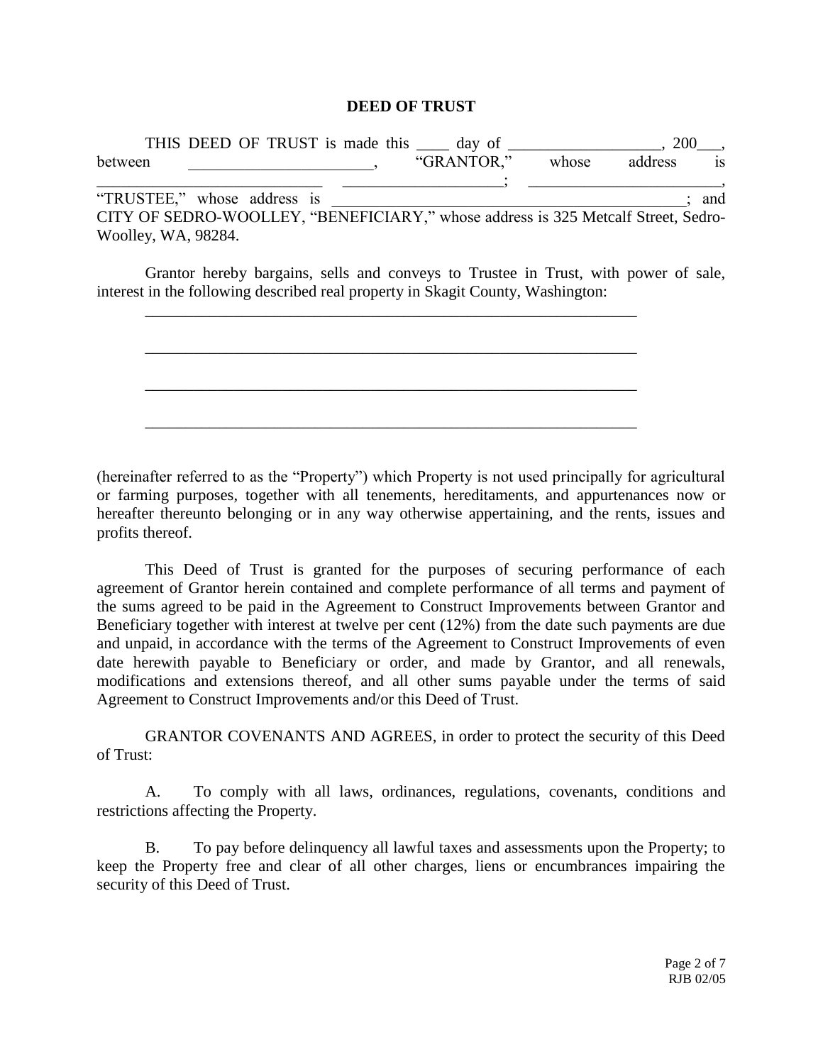**DEED OF TRUST**

THIS DEED OF TRUST is made this ____ day of ___________________, 200___, between _______________________, "GRANTOR," whose address is ____________________________ ____________________; ________________________, "TRUSTEE," whose address is _____________________________________________; and CITY OF SEDRO-WOOLLEY, "BENEFICIARY," whose address is 325 Metcalf Street, Sedro-Woolley, WA, 98284.

Grantor hereby bargains, sells and conveys to Trustee in Trust, with power of sale, interest in the following described real property in Skagit County, Washington:

_________________________________________________________________

_________________________________________________________________

_________________________________________________________________

_________________________________________________________________

(hereinafter referred to as the "Property") which Property is not used principally for agricultural or farming purposes, together with all tenements, hereditaments, and appurtenances now or hereafter thereunto belonging or in any way otherwise appertaining, and the rents, issues and profits thereof.

This Deed of Trust is granted for the purposes of securing performance of each agreement of Grantor herein contained and complete performance of all terms and payment of the sums agreed to be paid in the Agreement to Construct Improvements between Grantor and Beneficiary together with interest at twelve per cent (12%) from the date such payments are due and unpaid, in accordance with the terms of the Agreement to Construct Improvements of even date herewith payable to Beneficiary or order, and made by Grantor, and all renewals, modifications and extensions thereof, and all other sums payable under the terms of said Agreement to Construct Improvements and/or this Deed of Trust.

GRANTOR COVENANTS AND AGREES, in order to protect the security of this Deed of Trust:

A. To comply with all laws, ordinances, regulations, covenants, conditions and restrictions affecting the Property.

B. To pay before delinquency all lawful taxes and assessments upon the Property; to keep the Property free and clear of all other charges, liens or encumbrances impairing the security of this Deed of Trust.

RJB 02/05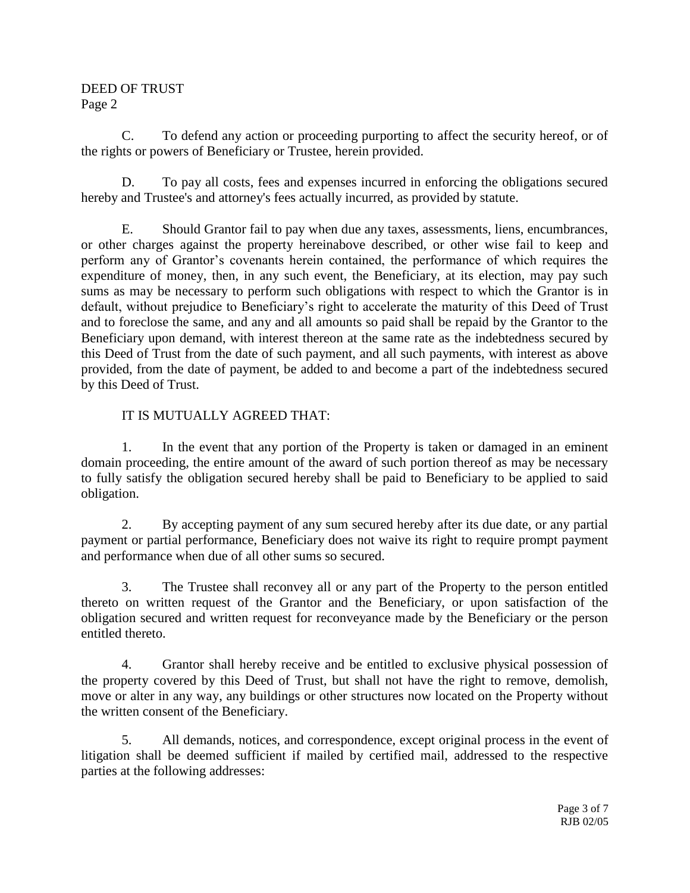C. To defend any action or proceeding purporting to affect the security hereof, or of the rights or powers of Beneficiary or Trustee, herein provided.

D. To pay all costs, fees and expenses incurred in enforcing the obligations secured hereby and Trustee's and attorney's fees actually incurred, as provided by statute.

E. Should Grantor fail to pay when due any taxes, assessments, liens, encumbrances, or other charges against the property hereinabove described, or other wise fail to keep and perform any of Grantor's covenants herein contained, the performance of which requires the expenditure of money, then, in any such event, the Beneficiary, at its election, may pay such sums as may be necessary to perform such obligations with respect to which the Grantor is in default, without prejudice to Beneficiary's right to accelerate the maturity of this Deed of Trust and to foreclose the same, and any and all amounts so paid shall be repaid by the Grantor to the Beneficiary upon demand, with interest thereon at the same rate as the indebtedness secured by this Deed of Trust from the date of such payment, and all such payments, with interest as above provided, from the date of payment, be added to and become a part of the indebtedness secured by this Deed of Trust.

IT IS MUTUALLY AGREED THAT:

1. In the event that any portion of the Property is taken or damaged in an eminent domain proceeding, the entire amount of the award of such portion thereof as may be necessary to fully satisfy the obligation secured hereby shall be paid to Beneficiary to be applied to said obligation.

2. By accepting payment of any sum secured hereby after its due date, or any partial payment or partial performance, Beneficiary does not waive its right to require prompt payment and performance when due of all other sums so secured.

3. The Trustee shall reconvey all or any part of the Property to the person entitled thereto on written request of the Grantor and the Beneficiary, or upon satisfaction of the obligation secured and written request for reconveyance made by the Beneficiary or the person entitled thereto.

4. Grantor shall hereby receive and be entitled to exclusive physical possession of the property covered by this Deed of Trust, but shall not have the right to remove, demolish, move or alter in any way, any buildings or other structures now located on the Property without the written consent of the Beneficiary.

5. All demands, notices, and correspondence, except original process in the event of litigation shall be deemed sufficient if mailed by certified mail, addressed to the respective parties at the following addresses: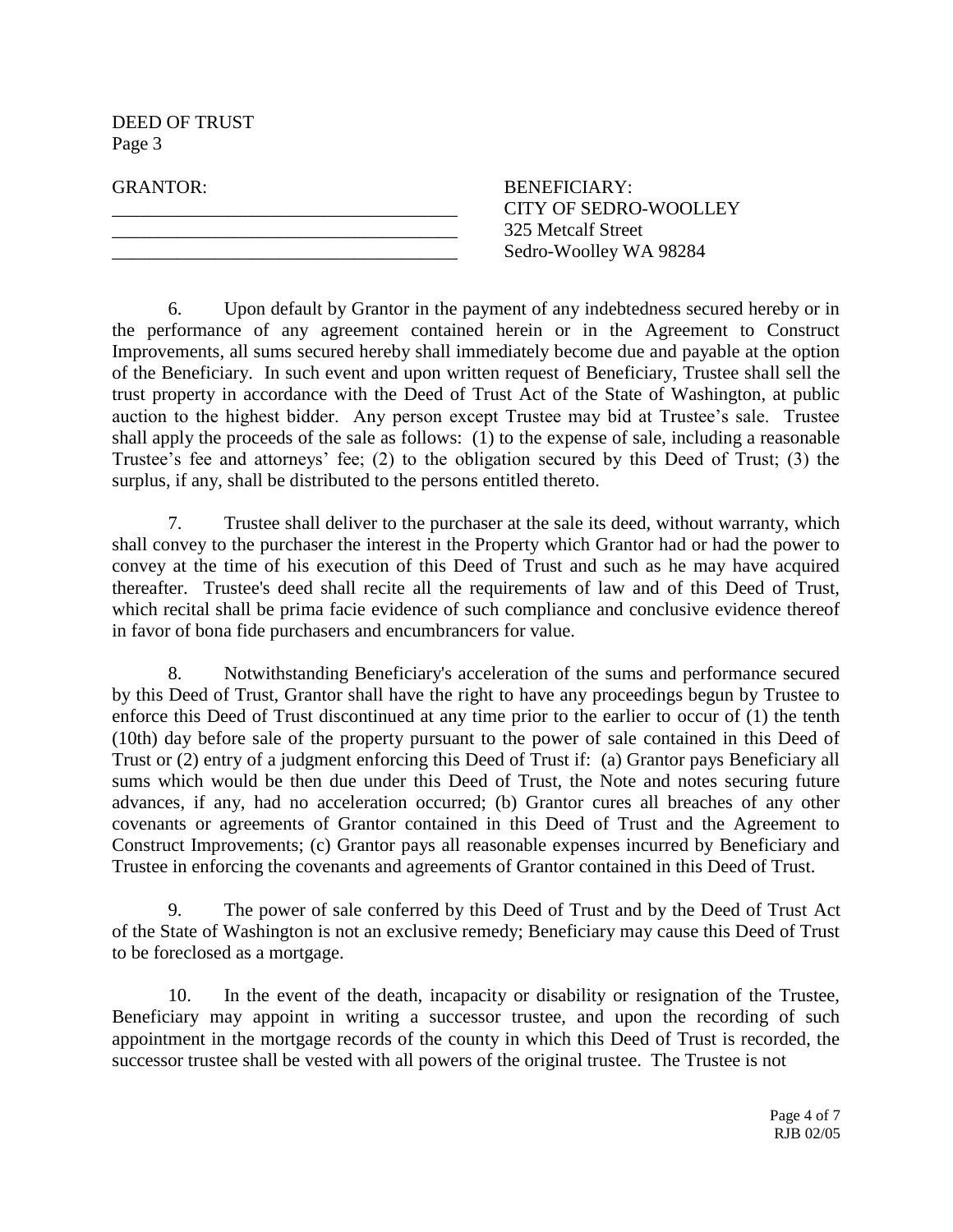DEED OF TRUST
Page 3

| GRANTOR: | BENEFICIARY: |
| --- | --- |
| ___________________________________ | CITY OF SEDRO-WOOLLEY |
| ___________________________________ | 325 Metcalf Street |
| ___________________________________ | Sedro-Woolley WA 98284 |

6. Upon default by Grantor in the payment of any indebtedness secured hereby or in the performance of any agreement contained herein or in the Agreement to Construct Improvements, all sums secured hereby shall immediately become due and payable at the option of the Beneficiary. In such event and upon written request of Beneficiary, Trustee shall sell the trust property in accordance with the Deed of Trust Act of the State of Washington, at public auction to the highest bidder. Any person except Trustee may bid at Trustee's sale. Trustee shall apply the proceeds of the sale as follows: (1) to the expense of sale, including a reasonable Trustee's fee and attorneys' fee; (2) to the obligation secured by this Deed of Trust; (3) the surplus, if any, shall be distributed to the persons entitled thereto.

7. Trustee shall deliver to the purchaser at the sale its deed, without warranty, which shall convey to the purchaser the interest in the Property which Grantor had or had the power to convey at the time of his execution of this Deed of Trust and such as he may have acquired thereafter. Trustee's deed shall recite all the requirements of law and of this Deed of Trust, which recital shall be prima facie evidence of such compliance and conclusive evidence thereof in favor of bona fide purchasers and encumbrancers for value.

8. Notwithstanding Beneficiary's acceleration of the sums and performance secured by this Deed of Trust, Grantor shall have the right to have any proceedings begun by Trustee to enforce this Deed of Trust discontinued at any time prior to the earlier to occur of (1) the tenth (10th) day before sale of the property pursuant to the power of sale contained in this Deed of Trust or (2) entry of a judgment enforcing this Deed of Trust if: (a) Grantor pays Beneficiary all sums which would be then due under this Deed of Trust, the Note and notes securing future advances, if any, had no acceleration occurred; (b) Grantor cures all breaches of any other covenants or agreements of Grantor contained in this Deed of Trust and the Agreement to Construct Improvements; (c) Grantor pays all reasonable expenses incurred by Beneficiary and Trustee in enforcing the covenants and agreements of Grantor contained in this Deed of Trust.

9. The power of sale conferred by this Deed of Trust and by the Deed of Trust Act of the State of Washington is not an exclusive remedy; Beneficiary may cause this Deed of Trust to be foreclosed as a mortgage.

10. In the event of the death, incapacity or disability or resignation of the Trustee, Beneficiary may appoint in writing a successor trustee, and upon the recording of such appointment in the mortgage records of the county in which this Deed of Trust is recorded, the successor trustee shall be vested with all powers of the original trustee. The Trustee is not

RJB 02/05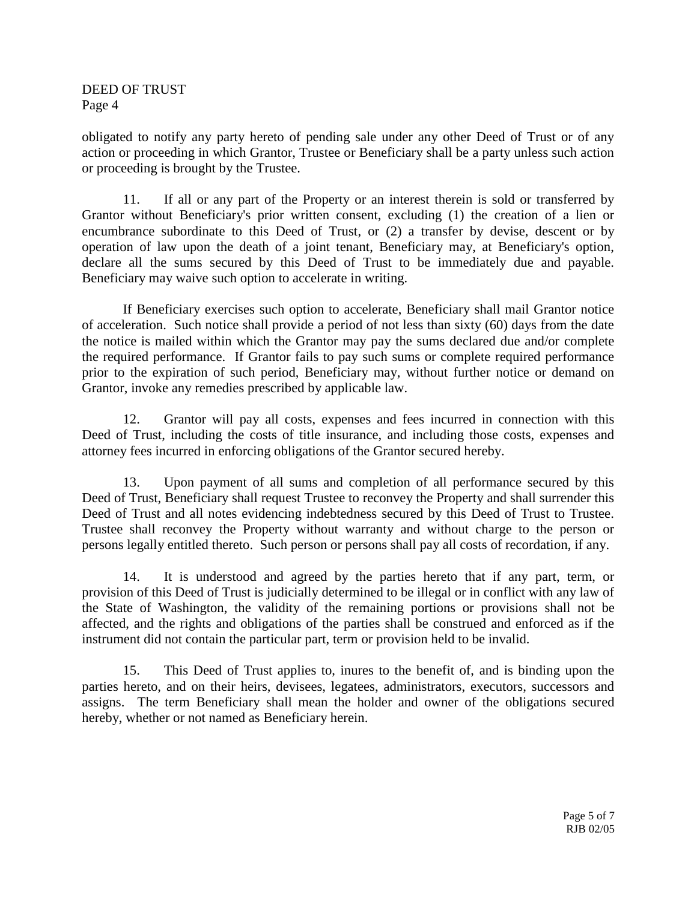obligated to notify any party hereto of pending sale under any other Deed of Trust or of any action or proceeding in which Grantor, Trustee or Beneficiary shall be a party unless such action or proceeding is brought by the Trustee.

11. If all or any part of the Property or an interest therein is sold or transferred by Grantor without Beneficiary's prior written consent, excluding (1) the creation of a lien or encumbrance subordinate to this Deed of Trust, or (2) a transfer by devise, descent or by operation of law upon the death of a joint tenant, Beneficiary may, at Beneficiary's option, declare all the sums secured by this Deed of Trust to be immediately due and payable. Beneficiary may waive such option to accelerate in writing.

If Beneficiary exercises such option to accelerate, Beneficiary shall mail Grantor notice of acceleration. Such notice shall provide a period of not less than sixty (60) days from the date the notice is mailed within which the Grantor may pay the sums declared due and/or complete the required performance. If Grantor fails to pay such sums or complete required performance prior to the expiration of such period, Beneficiary may, without further notice or demand on Grantor, invoke any remedies prescribed by applicable law.

12. Grantor will pay all costs, expenses and fees incurred in connection with this Deed of Trust, including the costs of title insurance, and including those costs, expenses and attorney fees incurred in enforcing obligations of the Grantor secured hereby.

13. Upon payment of all sums and completion of all performance secured by this Deed of Trust, Beneficiary shall request Trustee to reconvey the Property and shall surrender this Deed of Trust and all notes evidencing indebtedness secured by this Deed of Trust to Trustee. Trustee shall reconvey the Property without warranty and without charge to the person or persons legally entitled thereto. Such person or persons shall pay all costs of recordation, if any.

14. It is understood and agreed by the parties hereto that if any part, term, or provision of this Deed of Trust is judicially determined to be illegal or in conflict with any law of the State of Washington, the validity of the remaining portions or provisions shall not be affected, and the rights and obligations of the parties shall be construed and enforced as if the instrument did not contain the particular part, term or provision held to be invalid.

15. This Deed of Trust applies to, inures to the benefit of, and is binding upon the parties hereto, and on their heirs, devisees, legatees, administrators, executors, successors and assigns. The term Beneficiary shall mean the holder and owner of the obligations secured hereby, whether or not named as Beneficiary herein.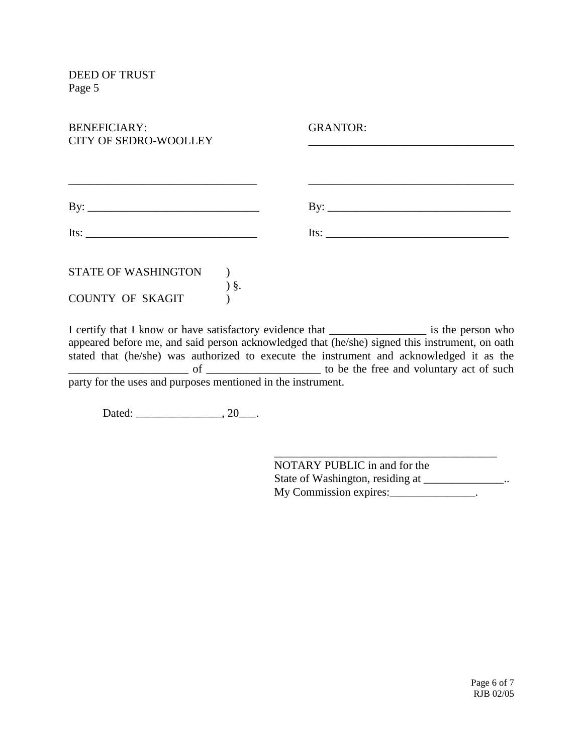DEED OF TRUST
Page 5

| BENEFICIARY: | GRANTOR: |
|---|---|
| CITY OF SEDRO-WOOLLEY | ___________________________________ |
| _______________________________ | ___________________________________ |
| By: ____________________________ | By: _______________________________ |
| Its: ____________________________ | Its: _______________________________ |

STATE OF WASHINGTON )
) §.
COUNTY OF SKAGIT )

I certify that I know or have satisfactory evidence that _________________ is the person who appeared before me, and said person acknowledged that (he/she) signed this instrument, on oath stated that (he/she) was authorized to execute the instrument and acknowledged it as the _____________________ of ____________________ to be the free and voluntary act of such party for the uses and purposes mentioned in the instrument.

Dated: _______________, 20___.

_______________________________________
NOTARY PUBLIC in and for the
State of Washington, residing at ______________..
My Commission expires:_______________.

RJB 02/05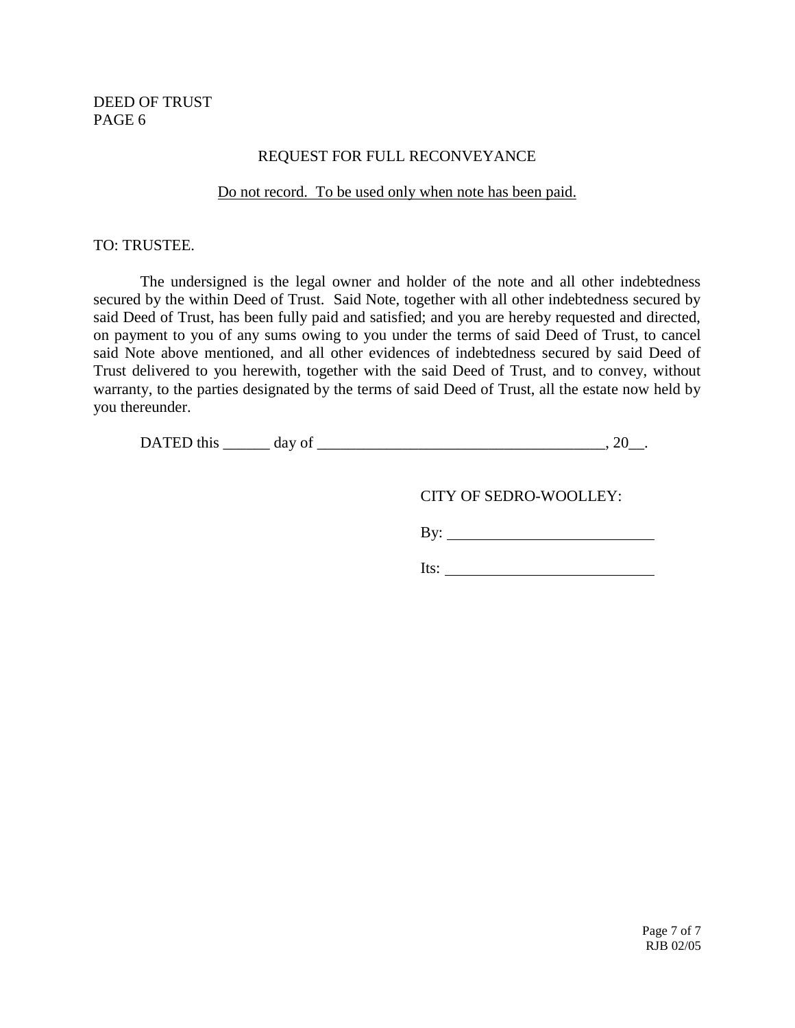DEED OF TRUST
PAGE 6

## REQUEST FOR FULL RECONVEYANCE

Do not record. To be used only when note has been paid.

TO: TRUSTEE.

The undersigned is the legal owner and holder of the note and all other indebtedness secured by the within Deed of Trust. Said Note, together with all other indebtedness secured by said Deed of Trust, has been fully paid and satisfied; and you are hereby requested and directed, on payment to you of any sums owing to you under the terms of said Deed of Trust, to cancel said Note above mentioned, and all other evidences of indebtedness secured by said Deed of Trust delivered to you herewith, together with the said Deed of Trust, and to convey, without warranty, to the parties designated by the terms of said Deed of Trust, all the estate now held by you thereunder.

DATED this ______ day of _____________________________________, 20__.

CITY OF SEDRO-WOOLLEY:

By: ___________________________

Its: ___________________________

RJB 02/05